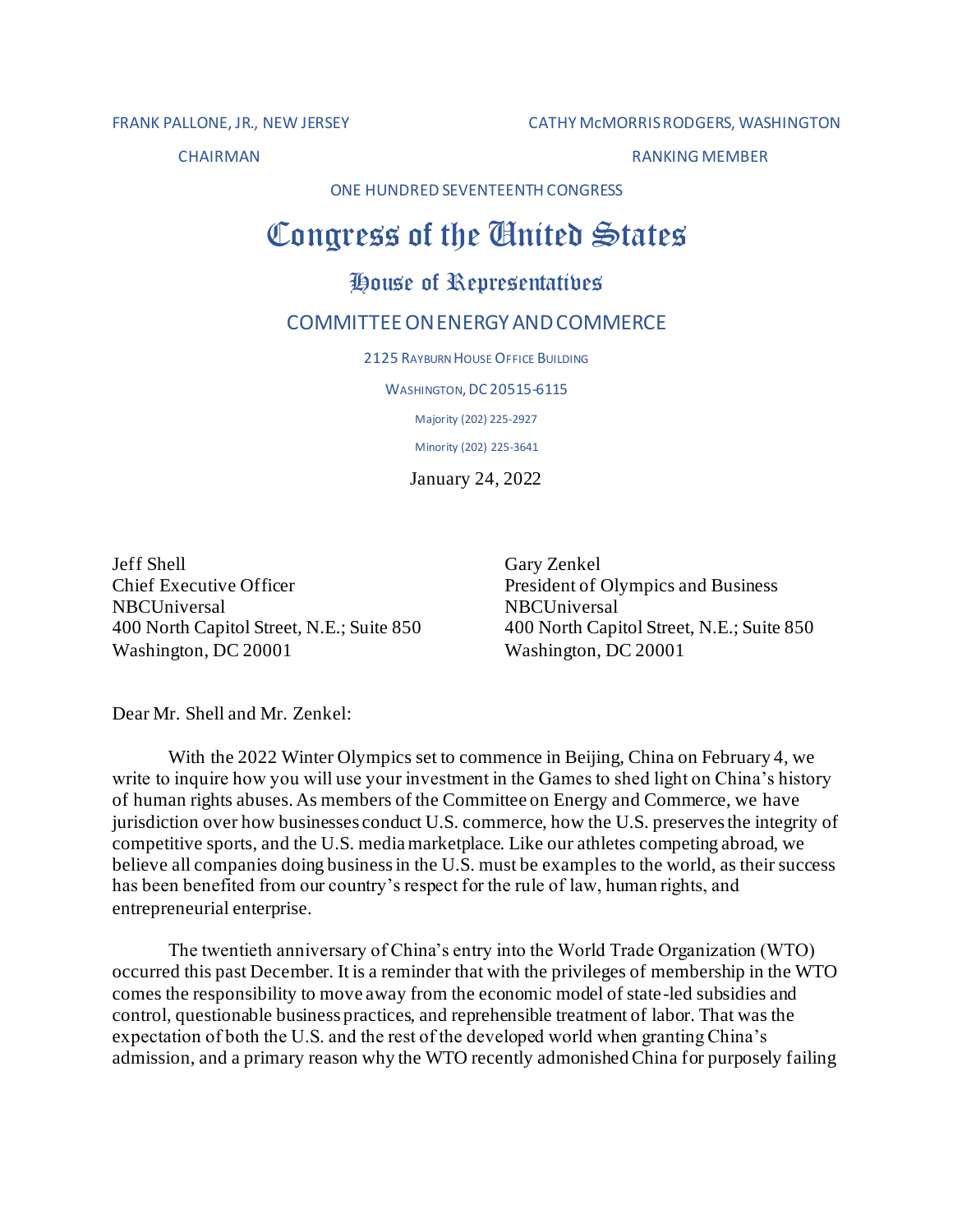FRANK PALLONE, JR., NEW JERSEY
CHAIRMAN

CATHY McMORRIS RODGERS, WASHINGTON
RANKING MEMBER

ONE HUNDRED SEVENTEENTH CONGRESS

# Congress of the United States

## House of Representatives

### COMMITTEE ON ENERGY AND COMMERCE

2125 RAYBURN HOUSE OFFICE BUILDING
WASHINGTON, DC 20515-6115
Majority (202) 225-2927
Minority (202) 225-3641

January 24, 2022

Jeff Shell
Chief Executive Officer
NBCUniversal
400 North Capitol Street, N.E.; Suite 850
Washington, DC 20001

Gary Zenkel
President of Olympics and Business
NBCUniversal
400 North Capitol Street, N.E.; Suite 850
Washington, DC 20001

Dear Mr. Shell and Mr. Zenkel:

With the 2022 Winter Olympics set to commence in Beijing, China on February 4, we write to inquire how you will use your investment in the Games to shed light on China's history of human rights abuses. As members of the Committee on Energy and Commerce, we have jurisdiction over how businesses conduct U.S. commerce, how the U.S. preserves the integrity of competitive sports, and the U.S. media marketplace. Like our athletes competing abroad, we believe all companies doing business in the U.S. must be examples to the world, as their success has been benefited from our country's respect for the rule of law, human rights, and entrepreneurial enterprise.

The twentieth anniversary of China's entry into the World Trade Organization (WTO) occurred this past December. It is a reminder that with the privileges of membership in the WTO comes the responsibility to move away from the economic model of state-led subsidies and control, questionable business practices, and reprehensible treatment of labor. That was the expectation of both the U.S. and the rest of the developed world when granting China's admission, and a primary reason why the WTO recently admonished China for purposely failing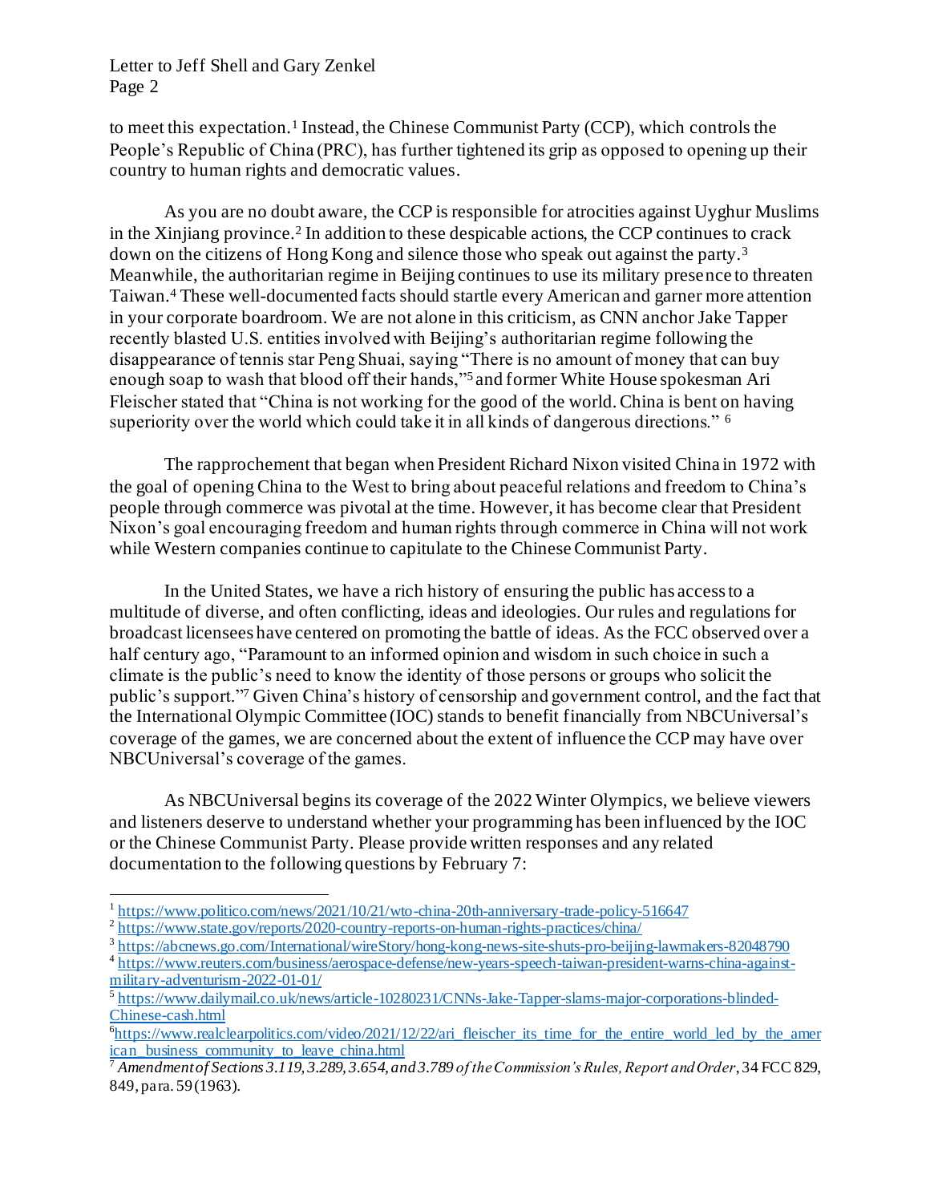to meet this expectation.[1] Instead, the Chinese Communist Party (CCP), which controls the People's Republic of China (PRC), has further tightened its grip as opposed to opening up their country to human rights and democratic values.

As you are no doubt aware, the CCP is responsible for atrocities against Uyghur Muslims in the Xinjiang province.[2] In addition to these despicable actions, the CCP continues to crack down on the citizens of Hong Kong and silence those who speak out against the party.[3] Meanwhile, the authoritarian regime in Beijing continues to use its military presence to threaten Taiwan.[4] These well-documented facts should startle every American and garner more attention in your corporate boardroom. We are not alone in this criticism, as CNN anchor Jake Tapper recently blasted U.S. entities involved with Beijing's authoritarian regime following the disappearance of tennis star Peng Shuai, saying "There is no amount of money that can buy enough soap to wash that blood off their hands,"[5] and former White House spokesman Ari Fleischer stated that "China is not working for the good of the world. China is bent on having superiority over the world which could take it in all kinds of dangerous directions."[6]

The rapprochement that began when President Richard Nixon visited China in 1972 with the goal of opening China to the West to bring about peaceful relations and freedom to China's people through commerce was pivotal at the time. However, it has become clear that President Nixon's goal encouraging freedom and human rights through commerce in China will not work while Western companies continue to capitulate to the Chinese Communist Party.

In the United States, we have a rich history of ensuring the public has access to a multitude of diverse, and often conflicting, ideas and ideologies. Our rules and regulations for broadcast licensees have centered on promoting the battle of ideas. As the FCC observed over a half century ago, "Paramount to an informed opinion and wisdom in such choice in such a climate is the public's need to know the identity of those persons or groups who solicit the public's support."[7] Given China's history of censorship and government control, and the fact that the International Olympic Committee (IOC) stands to benefit financially from NBCUniversal's coverage of the games, we are concerned about the extent of influence the CCP may have over NBCUniversal's coverage of the games.

As NBCUniversal begins its coverage of the 2022 Winter Olympics, we believe viewers and listeners deserve to understand whether your programming has been influenced by the IOC or the Chinese Communist Party. Please provide written responses and any related documentation to the following questions by February 7:

---

[1] https://www.politico.com/news/2021/10/21/wto-china-20th-anniversary-trade-policy-516647

[2] https://www.state.gov/reports/2020-country-reports-on-human-rights-practices/china/

[3] https://abcnews.go.com/International/wireStory/hong-kong-news-site-shuts-pro-beijing-lawmakers-82048790

[4] https://www.reuters.com/business/aerospace-defense/new-years-speech-taiwan-president-warns-china-against-military-adventurism-2022-01-01/

[5] https://www.dailymail.co.uk/news/article-10280231/CNNs-Jake-Tapper-slams-major-corporations-blinded-Chinese-cash.html

[6] https://www.realclearpolitics.com/video/2021/12/22/ari_fleischer_its_time_for_the_entire_world_led_by_the_american_business_community_to_leave_china.html

[7] *Amendment of Sections 3.119, 3.289, 3.654, and 3.789 of the Commission's Rules, Report and Order*, 34 FCC 829, 849, para. 59 (1963).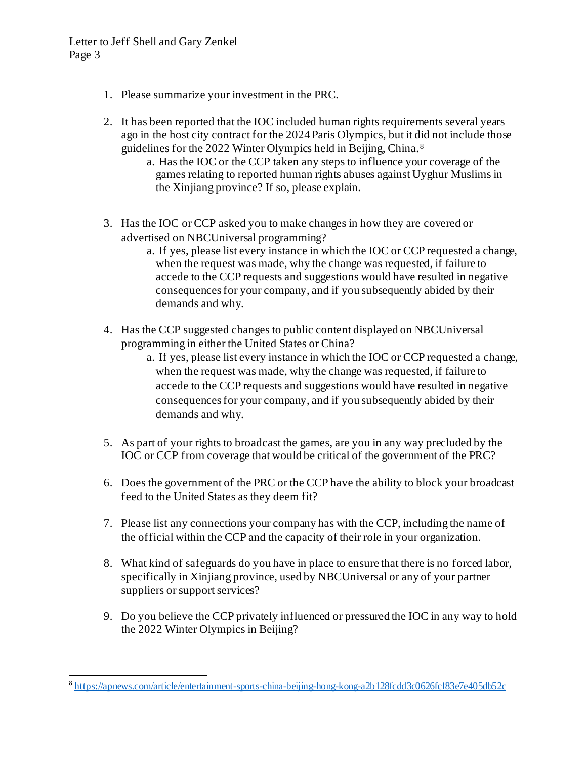1. Please summarize your investment in the PRC.

2. It has been reported that the IOC included human rights requirements several years ago in the host city contract for the 2024 Paris Olympics, but it did not include those guidelines for the 2022 Winter Olympics held in Beijing, China.[8]
   a. Has the IOC or the CCP taken any steps to influence your coverage of the games relating to reported human rights abuses against Uyghur Muslims in the Xinjiang province? If so, please explain.

3. Has the IOC or CCP asked you to make changes in how they are covered or advertised on NBCUniversal programming?
   a. If yes, please list every instance in which the IOC or CCP requested a change, when the request was made, why the change was requested, if failure to accede to the CCP requests and suggestions would have resulted in negative consequences for your company, and if you subsequently abided by their demands and why.

4. Has the CCP suggested changes to public content displayed on NBCUniversal programming in either the United States or China?
   a. If yes, please list every instance in which the IOC or CCP requested a change, when the request was made, why the change was requested, if failure to accede to the CCP requests and suggestions would have resulted in negative consequences for your company, and if you subsequently abided by their demands and why.

5. As part of your rights to broadcast the games, are you in any way precluded by the IOC or CCP from coverage that would be critical of the government of the PRC?

6. Does the government of the PRC or the CCP have the ability to block your broadcast feed to the United States as they deem fit?

7. Please list any connections your company has with the CCP, including the name of the official within the CCP and the capacity of their role in your organization.

8. What kind of safeguards do you have in place to ensure that there is no forced labor, specifically in Xinjiang province, used by NBCUniversal or any of your partner suppliers or support services?

9. Do you believe the CCP privately influenced or pressured the IOC in any way to hold the 2022 Winter Olympics in Beijing?

---

[8] https://apnews.com/article/entertainment-sports-china-beijing-hong-kong-a2b128fcdd3c0626fcf83e7e405db52c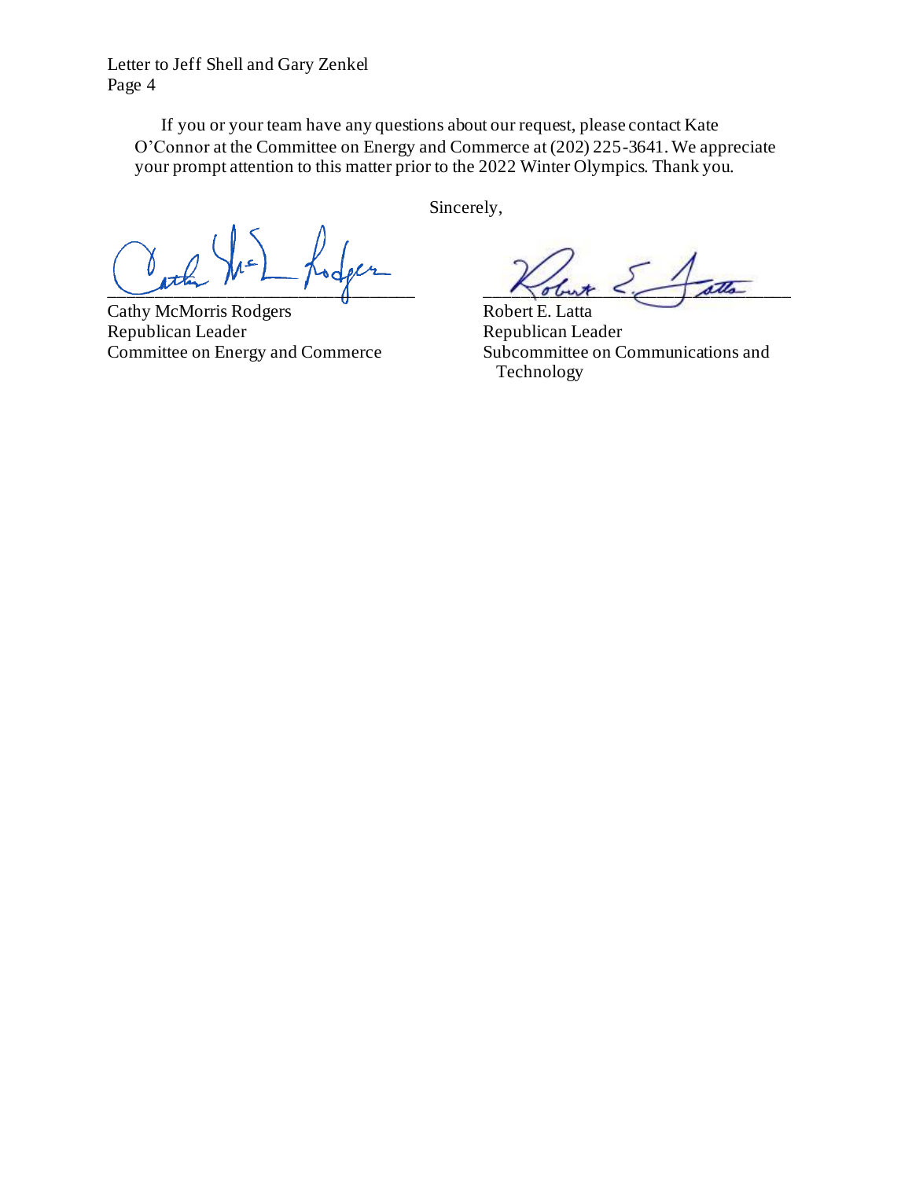If you or your team have any questions about our request, please contact Kate O'Connor at the Committee on Energy and Commerce at (202) 225-3641. We appreciate your prompt attention to this matter prior to the 2022 Winter Olympics. Thank you.

Sincerely,

Cathy McMorris Rodgers
Republican Leader
Committee on Energy and Commerce

Robert E. Latta
Republican Leader
Subcommittee on Communications and Technology